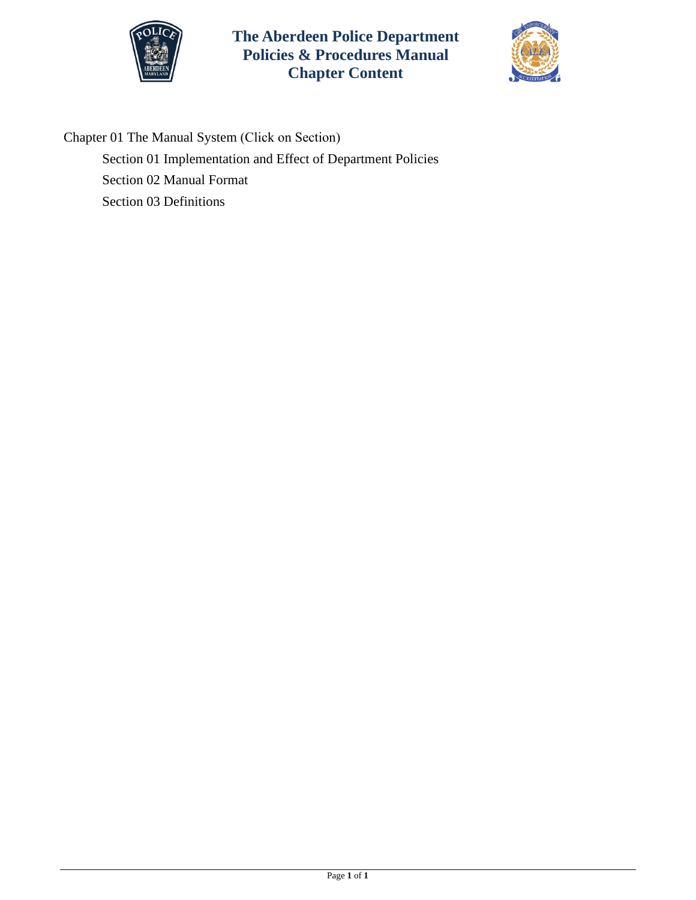# The Aberdeen Police Department Policies & Procedures Manual Chapter Content

Chapter 01 The Manual System (Click on Section)

- Section 01 Implementation and Effect of Department Policies
- Section 02 Manual Format
- Section 03 Definitions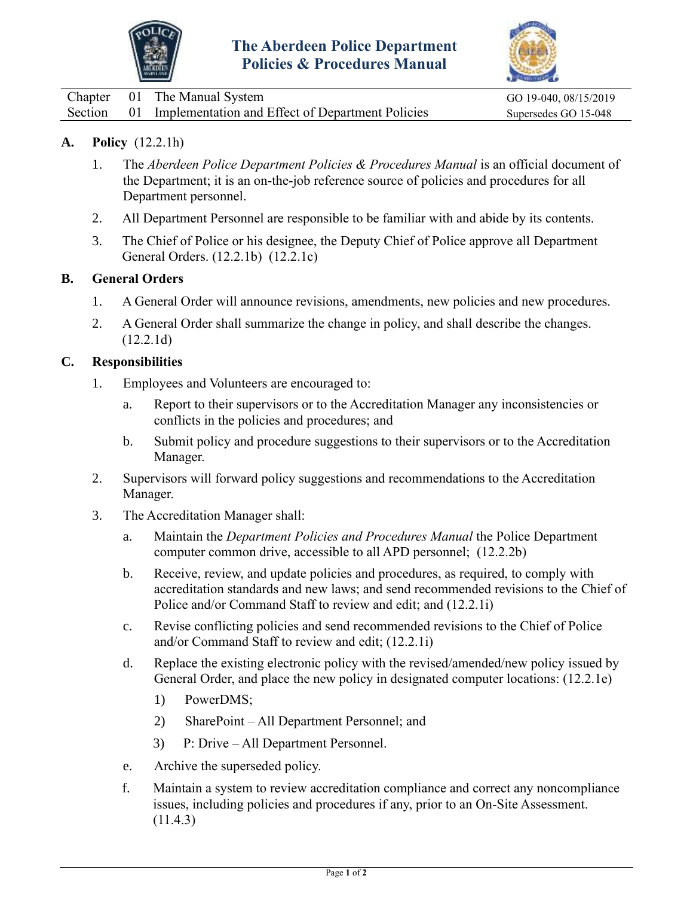# The Aberdeen Police Department
# Policies & Procedures Manual

| Chapter | 01 | The Manual System | GO 19-040, 08/15/2019 |
|---|---|---|---|
| Section | 01 | Implementation and Effect of Department Policies | Supersedes GO 15-048 |

**A. Policy** (12.2.1h)

1. The *Aberdeen Police Department Policies & Procedures Manual* is an official document of the Department; it is an on-the-job reference source of policies and procedures for all Department personnel.
2. All Department Personnel are responsible to be familiar with and abide by its contents.
3. The Chief of Police or his designee, the Deputy Chief of Police approve all Department General Orders. (12.2.1b) (12.2.1c)

**B. General Orders**

1. A General Order will announce revisions, amendments, new policies and new procedures.
2. A General Order shall summarize the change in policy, and shall describe the changes. (12.2.1d)

**C. Responsibilities**

1. Employees and Volunteers are encouraged to:
   a. Report to their supervisors or to the Accreditation Manager any inconsistencies or conflicts in the policies and procedures; and
   b. Submit policy and procedure suggestions to their supervisors or to the Accreditation Manager.
2. Supervisors will forward policy suggestions and recommendations to the Accreditation Manager.
3. The Accreditation Manager shall:
   a. Maintain the *Department Policies and Procedures Manual* the Police Department computer common drive, accessible to all APD personnel; (12.2.2b)
   b. Receive, review, and update policies and procedures, as required, to comply with accreditation standards and new laws; and send recommended revisions to the Chief of Police and/or Command Staff to review and edit; and (12.2.1i)
   c. Revise conflicting policies and send recommended revisions to the Chief of Police and/or Command Staff to review and edit; (12.2.1i)
   d. Replace the existing electronic policy with the revised/amended/new policy issued by General Order, and place the new policy in designated computer locations: (12.2.1e)
      1) PowerDMS;
      2) SharePoint – All Department Personnel; and
      3) P: Drive – All Department Personnel.
   e. Archive the superseded policy.
   f. Maintain a system to review accreditation compliance and correct any noncompliance issues, including policies and procedures if any, prior to an On-Site Assessment. (11.4.3)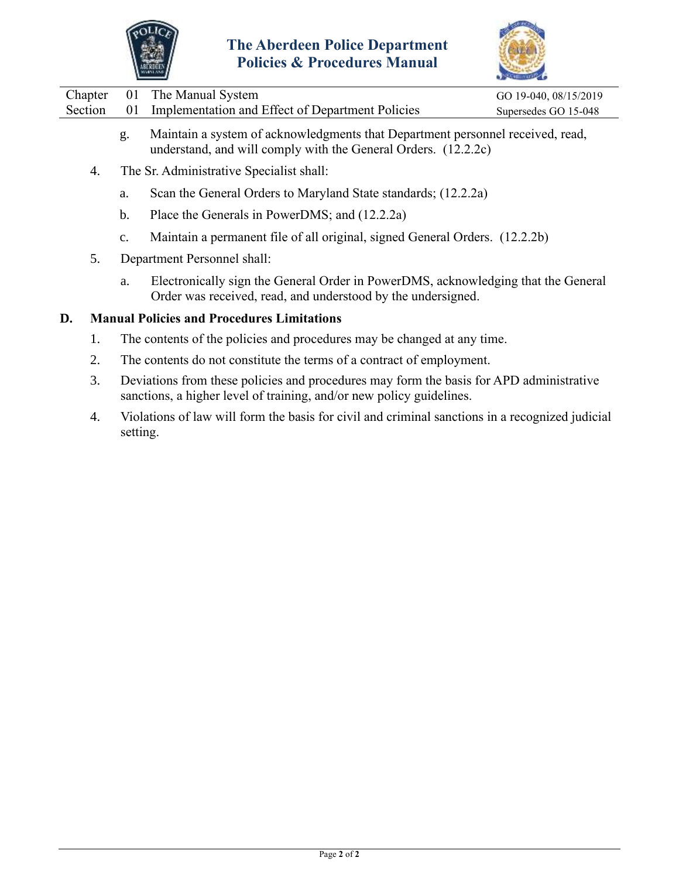g. Maintain a system of acknowledgments that Department personnel received, read, understand, and will comply with the General Orders. (12.2.2c)

4. The Sr. Administrative Specialist shall:

   a. Scan the General Orders to Maryland State standards; (12.2.2a)

   b. Place the Generals in PowerDMS; and (12.2.2a)

   c. Maintain a permanent file of all original, signed General Orders. (12.2.2b)

5. Department Personnel shall:

   a. Electronically sign the General Order in PowerDMS, acknowledging that the General Order was received, read, and understood by the undersigned.

## D. Manual Policies and Procedures Limitations

1. The contents of the policies and procedures may be changed at any time.

2. The contents do not constitute the terms of a contract of employment.

3. Deviations from these policies and procedures may form the basis for APD administrative sanctions, a higher level of training, and/or new policy guidelines.

4. Violations of law will form the basis for civil and criminal sanctions in a recognized judicial setting.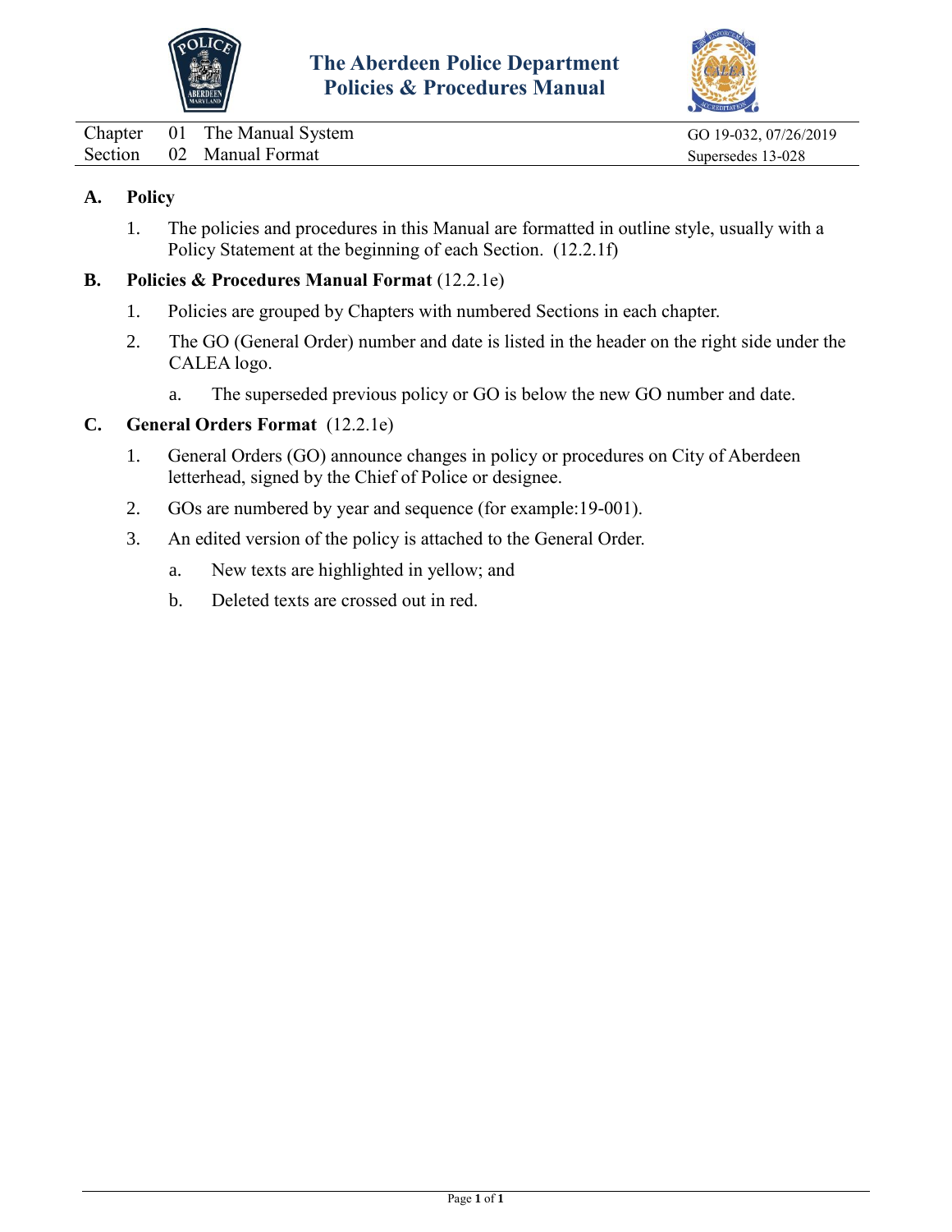# The Aberdeen Police Department
# Policies & Procedures Manual

| | | | |
|---|---|---|---|
| Chapter | 01 | The Manual System | GO 19-032, 07/26/2019 |
| Section | 02 | Manual Format | Supersedes 13-028 |

## A. Policy

1. The policies and procedures in this Manual are formatted in outline style, usually with a Policy Statement at the beginning of each Section. (12.2.1f)

## B. Policies & Procedures Manual Format (12.2.1e)

1. Policies are grouped by Chapters with numbered Sections in each chapter.
2. The GO (General Order) number and date is listed in the header on the right side under the CALEA logo.
   a. The superseded previous policy or GO is below the new GO number and date.

## C. General Orders Format (12.2.1e)

1. General Orders (GO) announce changes in policy or procedures on City of Aberdeen letterhead, signed by the Chief of Police or designee.
2. GOs are numbered by year and sequence (for example:19-001).
3. An edited version of the policy is attached to the General Order.
   a. New texts are highlighted in yellow; and
   b. Deleted texts are crossed out in red.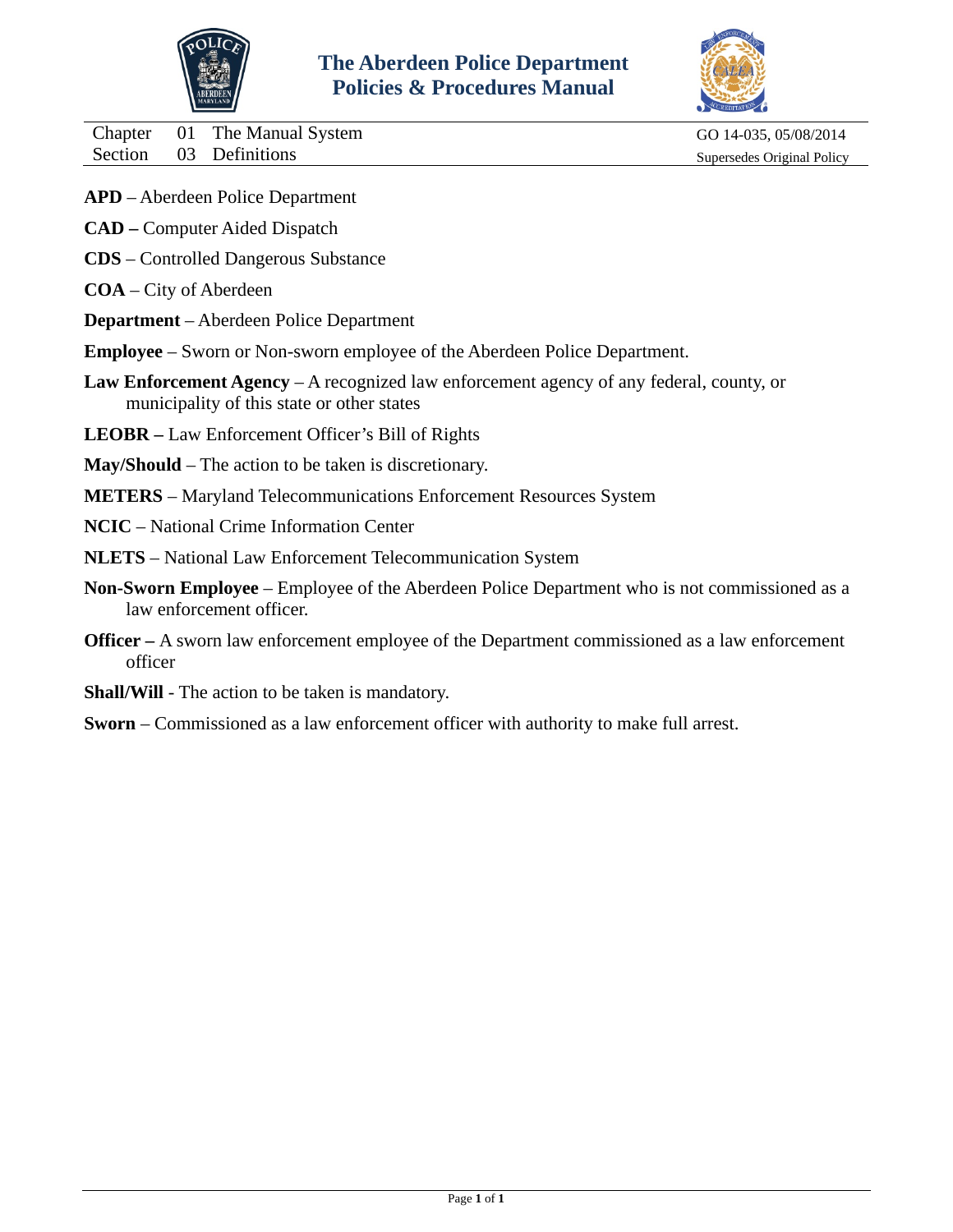Chapter 01 The Manual System
Section 03 Definitions

GO 14-035, 05/08/2014
Supersedes Original Policy

**APD** – Aberdeen Police Department

**CAD –** Computer Aided Dispatch

**CDS** – Controlled Dangerous Substance

**COA** – City of Aberdeen

**Department** – Aberdeen Police Department

**Employee** – Sworn or Non-sworn employee of the Aberdeen Police Department.

**Law Enforcement Agency** – A recognized law enforcement agency of any federal, county, or municipality of this state or other states

**LEOBR –** Law Enforcement Officer's Bill of Rights

**May/Should** – The action to be taken is discretionary.

**METERS** – Maryland Telecommunications Enforcement Resources System

**NCIC** – National Crime Information Center

**NLETS** – National Law Enforcement Telecommunication System

**Non-Sworn Employee** – Employee of the Aberdeen Police Department who is not commissioned as a law enforcement officer.

**Officer –** A sworn law enforcement employee of the Department commissioned as a law enforcement officer

**Shall/Will** - The action to be taken is mandatory.

**Sworn** – Commissioned as a law enforcement officer with authority to make full arrest.